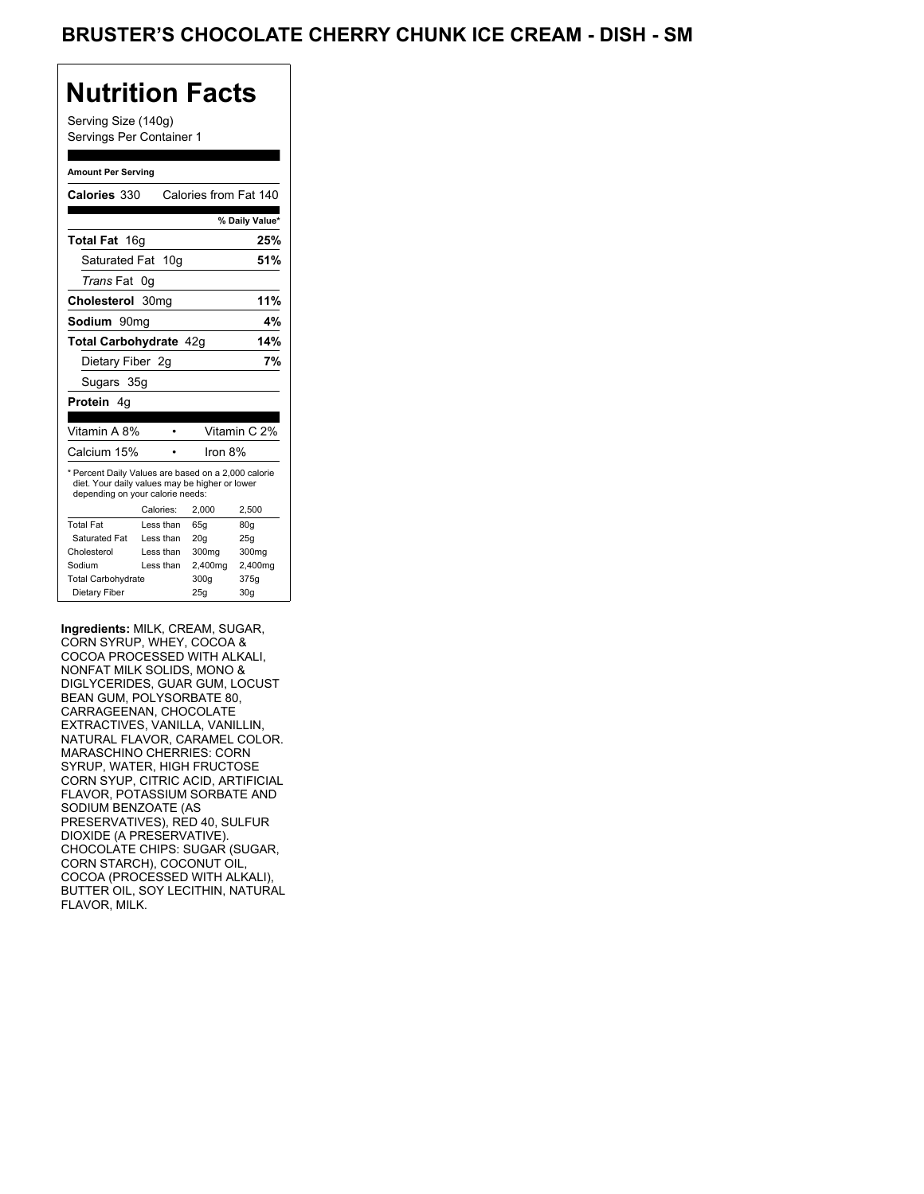# BRUSTER'S CHOCOLATE CHERRY CHUNK ICE CREAM - DISH - SM

## Nutrition Facts

Serving Size (140g)
Servings Per Container 1

**Amount Per Serving**

| | |
|---|---|
| **Calories** 330 | Calories from Fat 140 |
| | **% Daily Value*** |
| **Total Fat** 16g | **25%** |
| Saturated Fat 10g | **51%** |
| *Trans* Fat 0g | |
| **Cholesterol** 30mg | **11%** |
| **Sodium** 90mg | **4%** |
| **Total Carbohydrate** 42g | **14%** |
| Dietary Fiber 2g | **7%** |
| Sugars 35g | |
| **Protein** 4g | |

| | |
|---|---|
| Vitamin A 8% | Vitamin C 2% |
| Calcium 15% | Iron 8% |

* Percent Daily Values are based on a 2,000 calorie diet. Your daily values may be higher or lower depending on your calorie needs:

| | Calories: | 2,000 | 2,500 |
|---|---|---|---|
| Total Fat | Less than | 65g | 80g |
| Saturated Fat | Less than | 20g | 25g |
| Cholesterol | Less than | 300mg | 300mg |
| Sodium | Less than | 2,400mg | 2,400mg |
| Total Carbohydrate | | 300g | 375g |
| Dietary Fiber | | 25g | 30g |

**Ingredients:** MILK, CREAM, SUGAR, CORN SYRUP, WHEY, COCOA & COCOA PROCESSED WITH ALKALI, NONFAT MILK SOLIDS, MONO & DIGLYCERIDES, GUAR GUM, LOCUST BEAN GUM, POLYSORBATE 80, CARRAGEENAN, CHOCOLATE EXTRACTIVES, VANILLA, VANILLIN, NATURAL FLAVOR, CARAMEL COLOR. MARASCHINO CHERRIES: CORN SYRUP, WATER, HIGH FRUCTOSE CORN SYUP, CITRIC ACID, ARTIFICIAL FLAVOR, POTASSIUM SORBATE AND SODIUM BENZOATE (AS PRESERVATIVES), RED 40, SULFUR DIOXIDE (A PRESERVATIVE). CHOCOLATE CHIPS: SUGAR (SUGAR, CORN STARCH), COCONUT OIL, COCOA (PROCESSED WITH ALKALI), BUTTER OIL, SOY LECITHIN, NATURAL FLAVOR, MILK.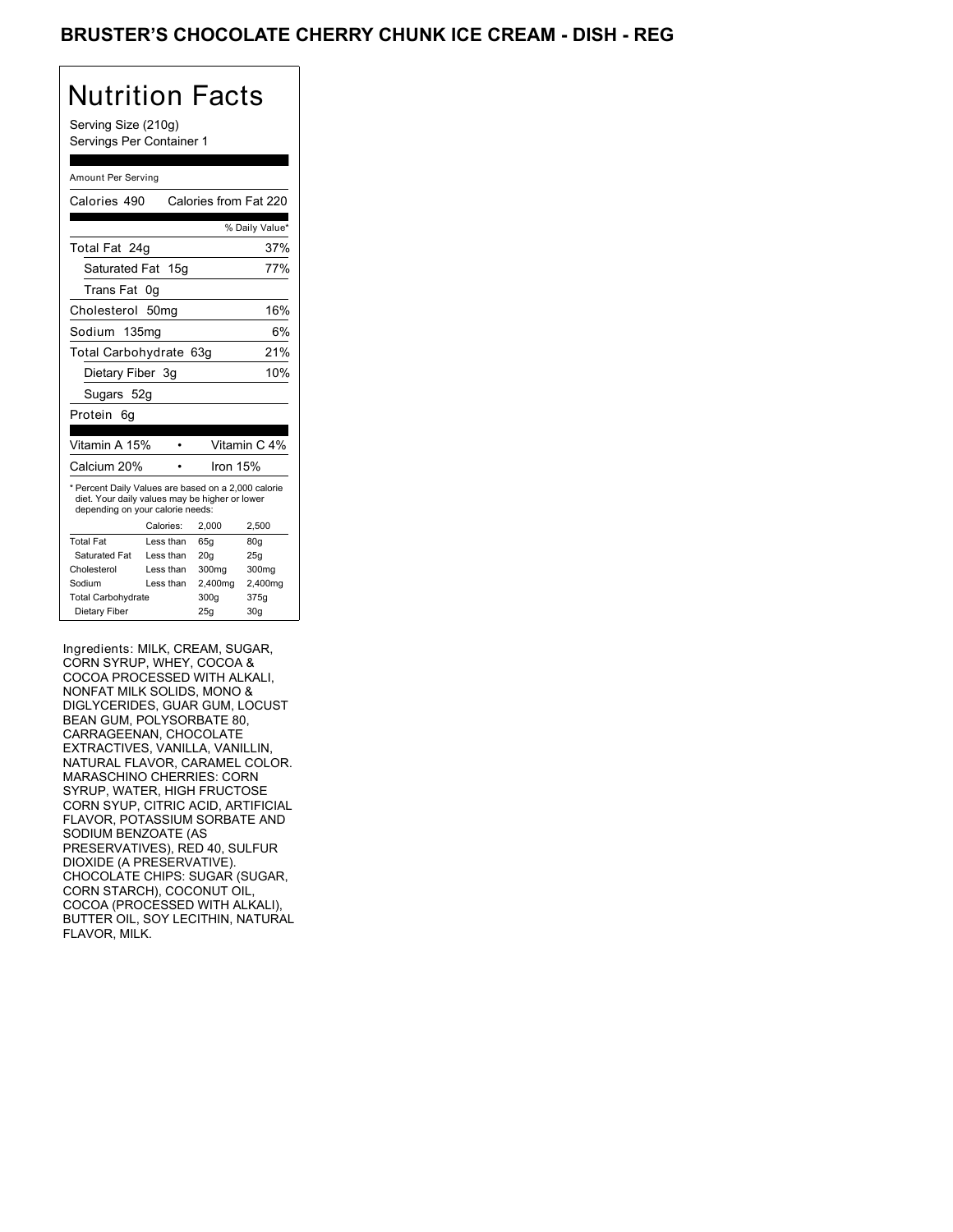# BRUSTER'S CHOCOLATE CHERRY CHUNK ICE CREAM - DISH - REG

## Nutrition Facts

Serving Size (210g)
Servings Per Container 1

Amount Per Serving

Calories 490 Calories from Fat 220

| | % Daily Value* |
|---|---|
| Total Fat 24g | 37% |
| Saturated Fat 15g | 77% |
| Trans Fat 0g | |
| Cholesterol 50mg | 16% |
| Sodium 135mg | 6% |
| Total Carbohydrate 63g | 21% |
| Dietary Fiber 3g | 10% |
| Sugars 52g | |
| Protein 6g | |

| | |
|---|---|
| Vitamin A 15% | Vitamin C 4% |
| Calcium 20% | Iron 15% |

* Percent Daily Values are based on a 2,000 calorie diet. Your daily values may be higher or lower depending on your calorie needs:

| | Calories: | 2,000 | 2,500 |
|---|---|---|---|
| Total Fat | Less than | 65g | 80g |
| Saturated Fat | Less than | 20g | 25g |
| Cholesterol | Less than | 300mg | 300mg |
| Sodium | Less than | 2,400mg | 2,400mg |
| Total Carbohydrate | | 300g | 375g |
| Dietary Fiber | | 25g | 30g |

Ingredients: MILK, CREAM, SUGAR, CORN SYRUP, WHEY, COCOA & COCOA PROCESSED WITH ALKALI, NONFAT MILK SOLIDS, MONO & DIGLYCERIDES, GUAR GUM, LOCUST BEAN GUM, POLYSORBATE 80, CARRAGEENAN, CHOCOLATE EXTRACTIVES, VANILLA, VANILLIN, NATURAL FLAVOR, CARAMEL COLOR. MARASCHINO CHERRIES: CORN SYRUP, WATER, HIGH FRUCTOSE CORN SYUP, CITRIC ACID, ARTIFICIAL FLAVOR, POTASSIUM SORBATE AND SODIUM BENZOATE (AS PRESERVATIVES), RED 40, SULFUR DIOXIDE (A PRESERVATIVE). CHOCOLATE CHIPS: SUGAR (SUGAR, CORN STARCH), COCONUT OIL, COCOA (PROCESSED WITH ALKALI), BUTTER OIL, SOY LECITHIN, NATURAL FLAVOR, MILK.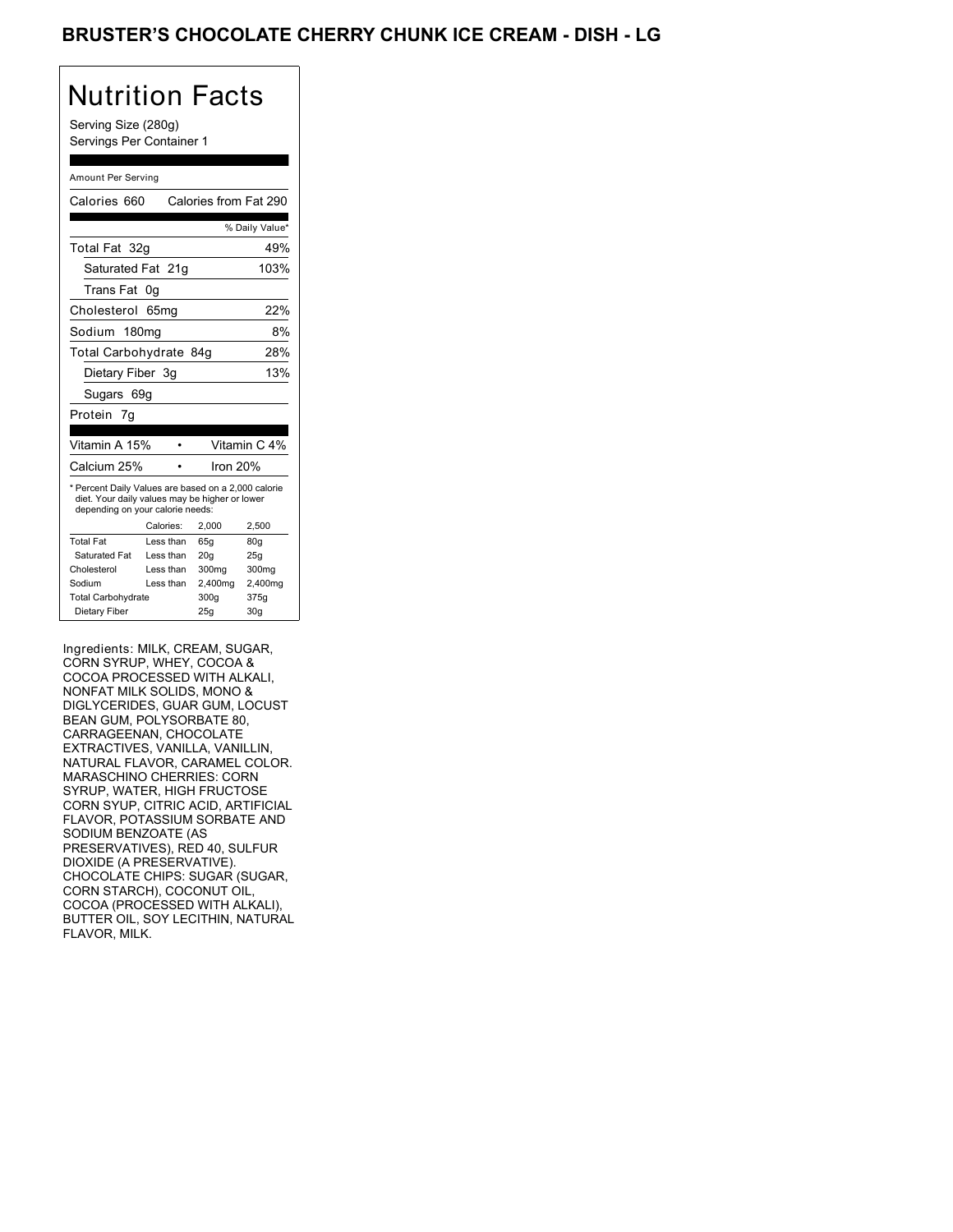# BRUSTER'S CHOCOLATE CHERRY CHUNK ICE CREAM - DISH - LG

## Nutrition Facts

Serving Size (280g)
Servings Per Container 1

Amount Per Serving

| | |
|---|---|
| Calories 660 | Calories from Fat 290 |
| | % Daily Value* |
| Total Fat 32g | 49% |
| Saturated Fat 21g | 103% |
| Trans Fat 0g | |
| Cholesterol 65mg | 22% |
| Sodium 180mg | 8% |
| Total Carbohydrate 84g | 28% |
| Dietary Fiber 3g | 13% |
| Sugars 69g | |
| Protein 7g | |

| | |
|---|---|
| Vitamin A 15% | Vitamin C 4% |
| Calcium 25% | Iron 20% |

* Percent Daily Values are based on a 2,000 calorie diet. Your daily values may be higher or lower depending on your calorie needs:

| | Calories: | 2,000 | 2,500 |
|---|---|---|---|
| Total Fat | Less than | 65g | 80g |
| Saturated Fat | Less than | 20g | 25g |
| Cholesterol | Less than | 300mg | 300mg |
| Sodium | Less than | 2,400mg | 2,400mg |
| Total Carbohydrate | | 300g | 375g |
| Dietary Fiber | | 25g | 30g |

Ingredients: MILK, CREAM, SUGAR, CORN SYRUP, WHEY, COCOA & COCOA PROCESSED WITH ALKALI, NONFAT MILK SOLIDS, MONO & DIGLYCERIDES, GUAR GUM, LOCUST BEAN GUM, POLYSORBATE 80, CARRAGEENAN, CHOCOLATE EXTRACTIVES, VANILLA, VANILLIN, NATURAL FLAVOR, CARAMEL COLOR. MARASCHINO CHERRIES: CORN SYRUP, WATER, HIGH FRUCTOSE CORN SYUP, CITRIC ACID, ARTIFICIAL FLAVOR, POTASSIUM SORBATE AND SODIUM BENZOATE (AS PRESERVATIVES), RED 40, SULFUR DIOXIDE (A PRESERVATIVE). CHOCOLATE CHIPS: SUGAR (SUGAR, CORN STARCH), COCONUT OIL, COCOA (PROCESSED WITH ALKALI), BUTTER OIL, SOY LECITHIN, NATURAL FLAVOR, MILK.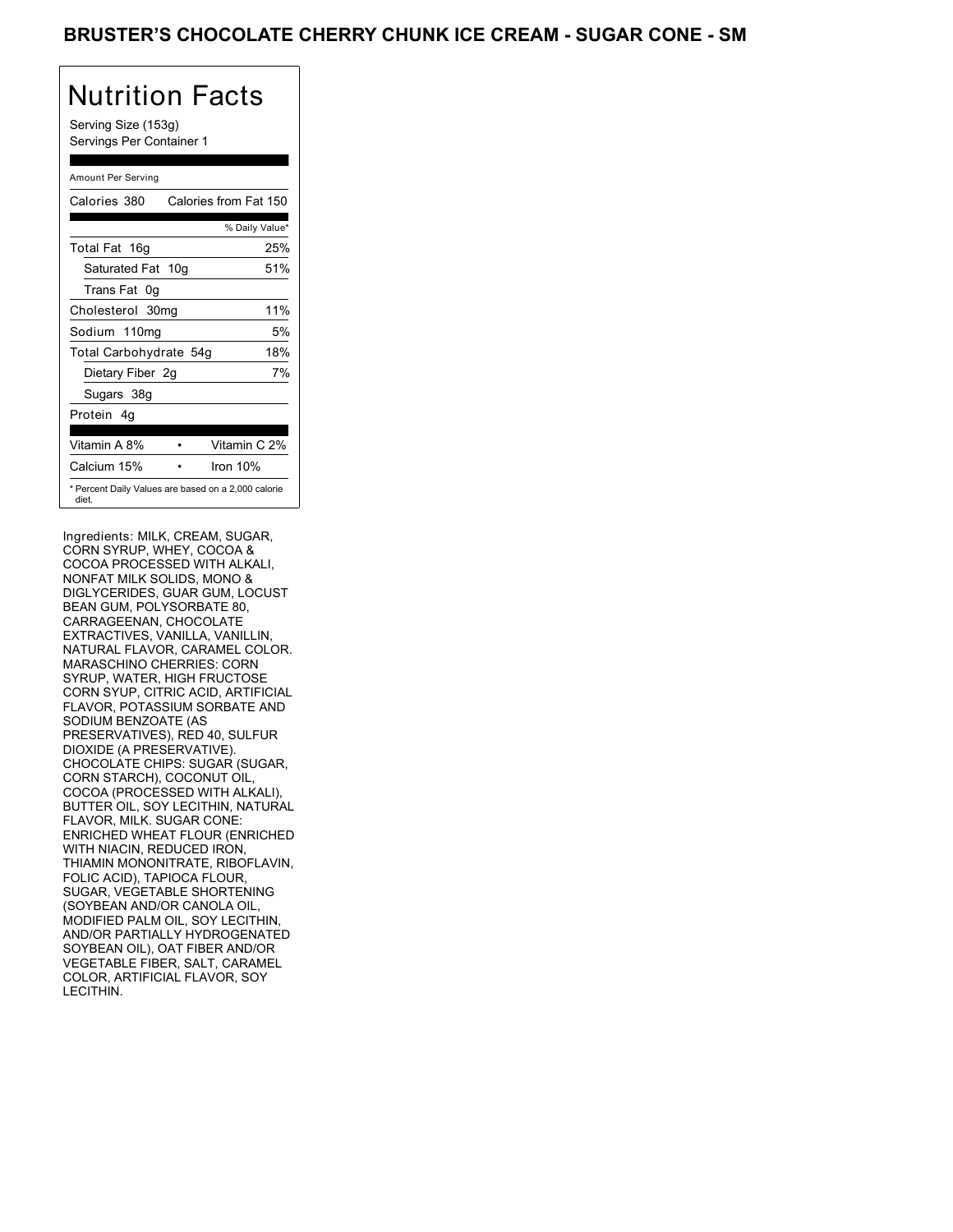# BRUSTER'S CHOCOLATE CHERRY CHUNK ICE CREAM - SUGAR CONE - SM

## Nutrition Facts

Serving Size (153g)
Servings Per Container 1

Amount Per Serving

| Calories 380 | Calories from Fat 150 |
|---|---|
| | % Daily Value* |
| Total Fat 16g | 25% |
| Saturated Fat 10g | 51% |
| Trans Fat 0g | |
| Cholesterol 30mg | 11% |
| Sodium 110mg | 5% |
| Total Carbohydrate 54g | 18% |
| Dietary Fiber 2g | 7% |
| Sugars 38g | |
| Protein 4g | |

| | | |
|---|---|---|
| Vitamin A 8% | • | Vitamin C 2% |
| Calcium 15% | • | Iron 10% |

* Percent Daily Values are based on a 2,000 calorie diet.

Ingredients: MILK, CREAM, SUGAR, CORN SYRUP, WHEY, COCOA & COCOA PROCESSED WITH ALKALI, NONFAT MILK SOLIDS, MONO & DIGLYCERIDES, GUAR GUM, LOCUST BEAN GUM, POLYSORBATE 80, CARRAGEENAN, CHOCOLATE EXTRACTIVES, VANILLA, VANILLIN, NATURAL FLAVOR, CARAMEL COLOR. MARASCHINO CHERRIES: CORN SYRUP, WATER, HIGH FRUCTOSE CORN SYUP, CITRIC ACID, ARTIFICIAL FLAVOR, POTASSIUM SORBATE AND SODIUM BENZOATE (AS PRESERVATIVES), RED 40, SULFUR DIOXIDE (A PRESERVATIVE). CHOCOLATE CHIPS: SUGAR (SUGAR, CORN STARCH), COCONUT OIL, COCOA (PROCESSED WITH ALKALI), BUTTER OIL, SOY LECITHIN, NATURAL FLAVOR, MILK. SUGAR CONE: ENRICHED WHEAT FLOUR (ENRICHED WITH NIACIN, REDUCED IRON, THIAMIN MONONITRATE, RIBOFLAVIN, FOLIC ACID), TAPIOCA FLOUR, SUGAR, VEGETABLE SHORTENING (SOYBEAN AND/OR CANOLA OIL, MODIFIED PALM OIL, SOY LECITHIN, AND/OR PARTIALLY HYDROGENATED SOYBEAN OIL), OAT FIBER AND/OR VEGETABLE FIBER, SALT, CARAMEL COLOR, ARTIFICIAL FLAVOR, SOY LECITHIN.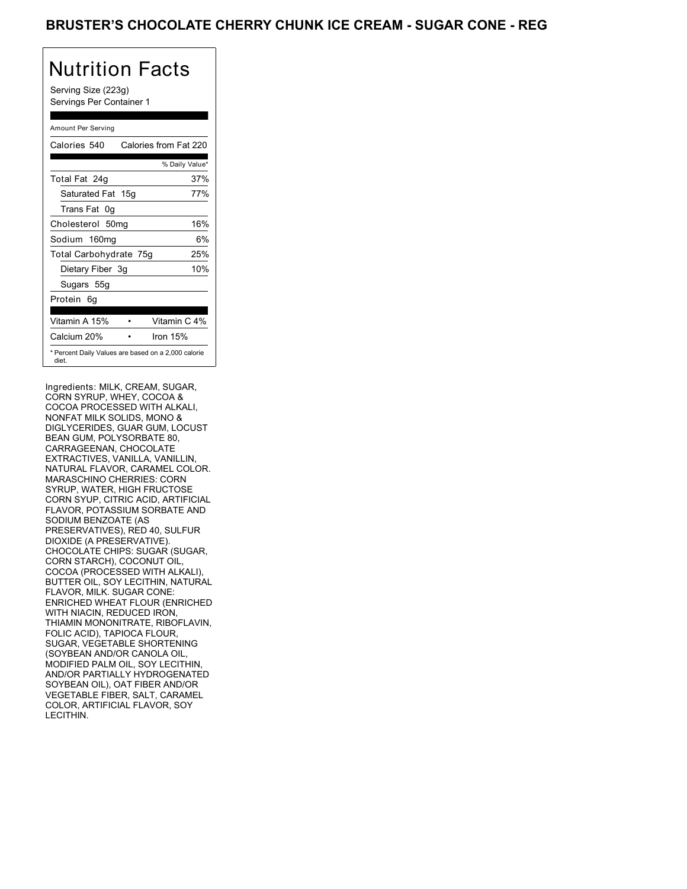# BRUSTER'S CHOCOLATE CHERRY CHUNK ICE CREAM - SUGAR CONE - REG

## Nutrition Facts

Serving Size (223g)
Servings Per Container 1

Amount Per Serving

| Calories 540 | Calories from Fat 220 |
|---|---|
| | % Daily Value* |
| Total Fat 24g | 37% |
| Saturated Fat 15g | 77% |
| Trans Fat 0g | |
| Cholesterol 50mg | 16% |
| Sodium 160mg | 6% |
| Total Carbohydrate 75g | 25% |
| Dietary Fiber 3g | 10% |
| Sugars 55g | |
| Protein 6g | |

| Vitamin A 15% | • | Vitamin C 4% |
|---|---|---|
| Calcium 20% | • | Iron 15% |

* Percent Daily Values are based on a 2,000 calorie diet.

Ingredients: MILK, CREAM, SUGAR, CORN SYRUP, WHEY, COCOA & COCOA PROCESSED WITH ALKALI, NONFAT MILK SOLIDS, MONO & DIGLYCERIDES, GUAR GUM, LOCUST BEAN GUM, POLYSORBATE 80, CARRAGEENAN, CHOCOLATE EXTRACTIVES, VANILLA, VANILLIN, NATURAL FLAVOR, CARAMEL COLOR. MARASCHINO CHERRIES: CORN SYRUP, WATER, HIGH FRUCTOSE CORN SYUP, CITRIC ACID, ARTIFICIAL FLAVOR, POTASSIUM SORBATE AND SODIUM BENZOATE (AS PRESERVATIVES), RED 40, SULFUR DIOXIDE (A PRESERVATIVE). CHOCOLATE CHIPS: SUGAR (SUGAR, CORN STARCH), COCONUT OIL, COCOA (PROCESSED WITH ALKALI), BUTTER OIL, SOY LECITHIN, NATURAL FLAVOR, MILK. SUGAR CONE: ENRICHED WHEAT FLOUR (ENRICHED WITH NIACIN, REDUCED IRON, THIAMIN MONONITRATE, RIBOFLAVIN, FOLIC ACID), TAPIOCA FLOUR, SUGAR, VEGETABLE SHORTENING (SOYBEAN AND/OR CANOLA OIL, MODIFIED PALM OIL, SOY LECITHIN, AND/OR PARTIALLY HYDROGENATED SOYBEAN OIL), OAT FIBER AND/OR VEGETABLE FIBER, SALT, CARAMEL COLOR, ARTIFICIAL FLAVOR, SOY LECITHIN.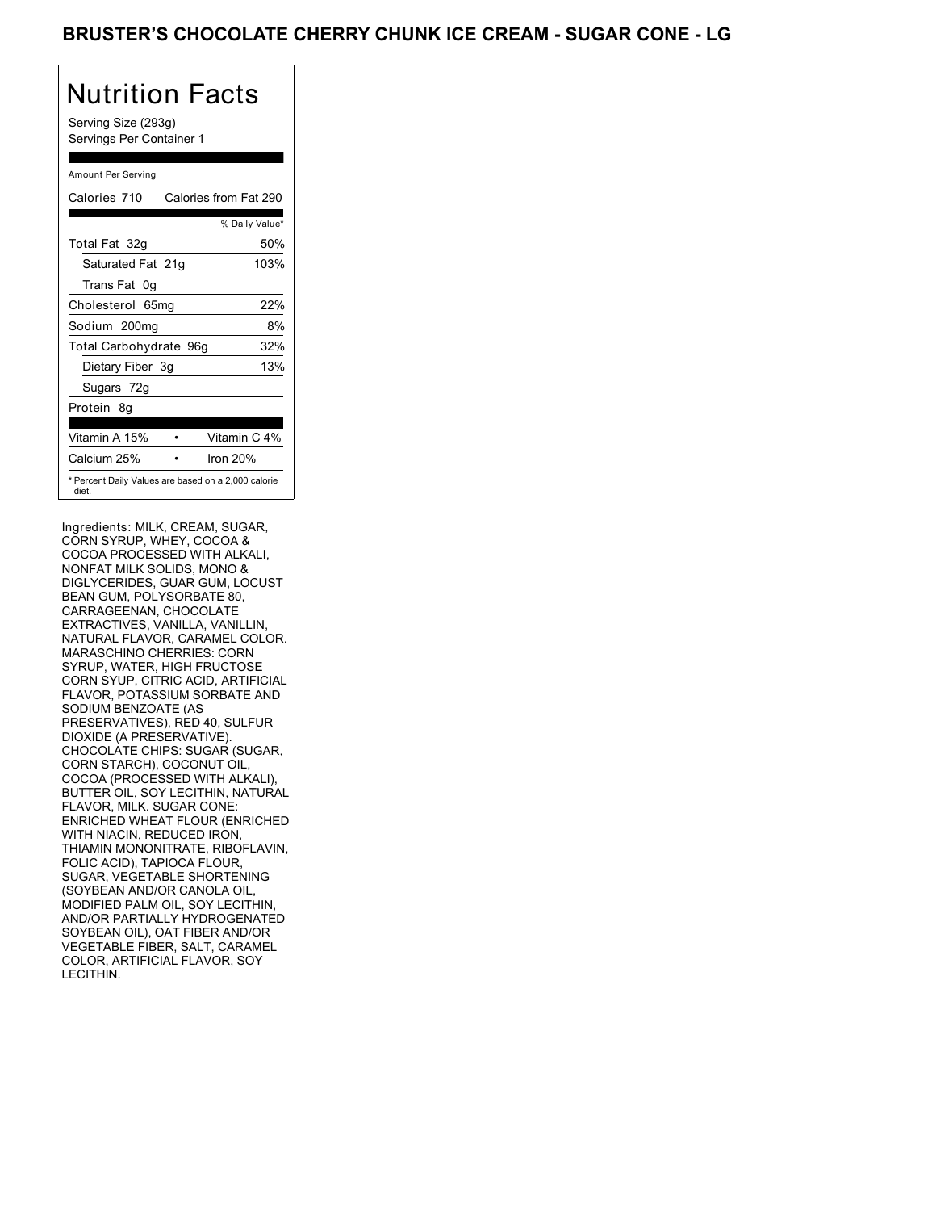# BRUSTER'S CHOCOLATE CHERRY CHUNK ICE CREAM - SUGAR CONE - LG

## Nutrition Facts

Serving Size (293g)
Servings Per Container 1

Amount Per Serving

| Calories 710 | Calories from Fat 290 |
|---|---|
| | % Daily Value* |
| Total Fat 32g | 50% |
| Saturated Fat 21g | 103% |
| Trans Fat 0g | |
| Cholesterol 65mg | 22% |
| Sodium 200mg | 8% |
| Total Carbohydrate 96g | 32% |
| Dietary Fiber 3g | 13% |
| Sugars 72g | |
| Protein 8g | |

| Vitamin A 15% | • | Vitamin C 4% |
|---|---|---|
| Calcium 25% | • | Iron 20% |

* Percent Daily Values are based on a 2,000 calorie diet.

Ingredients: MILK, CREAM, SUGAR, CORN SYRUP, WHEY, COCOA & COCOA PROCESSED WITH ALKALI, NONFAT MILK SOLIDS, MONO & DIGLYCERIDES, GUAR GUM, LOCUST BEAN GUM, POLYSORBATE 80, CARRAGEENAN, CHOCOLATE EXTRACTIVES, VANILLA, VANILLIN, NATURAL FLAVOR, CARAMEL COLOR. MARASCHINO CHERRIES: CORN SYRUP, WATER, HIGH FRUCTOSE CORN SYUP, CITRIC ACID, ARTIFICIAL FLAVOR, POTASSIUM SORBATE AND SODIUM BENZOATE (AS PRESERVATIVES), RED 40, SULFUR DIOXIDE (A PRESERVATIVE). CHOCOLATE CHIPS: SUGAR (SUGAR, CORN STARCH), COCONUT OIL, COCOA (PROCESSED WITH ALKALI), BUTTER OIL, SOY LECITHIN, NATURAL FLAVOR, MILK. SUGAR CONE: ENRICHED WHEAT FLOUR (ENRICHED WITH NIACIN, REDUCED IRON, THIAMIN MONONITRATE, RIBOFLAVIN, FOLIC ACID), TAPIOCA FLOUR, SUGAR, VEGETABLE SHORTENING (SOYBEAN AND/OR CANOLA OIL, MODIFIED PALM OIL, SOY LECITHIN, AND/OR PARTIALLY HYDROGENATED SOYBEAN OIL), OAT FIBER AND/OR VEGETABLE FIBER, SALT, CARAMEL COLOR, ARTIFICIAL FLAVOR, SOY LECITHIN.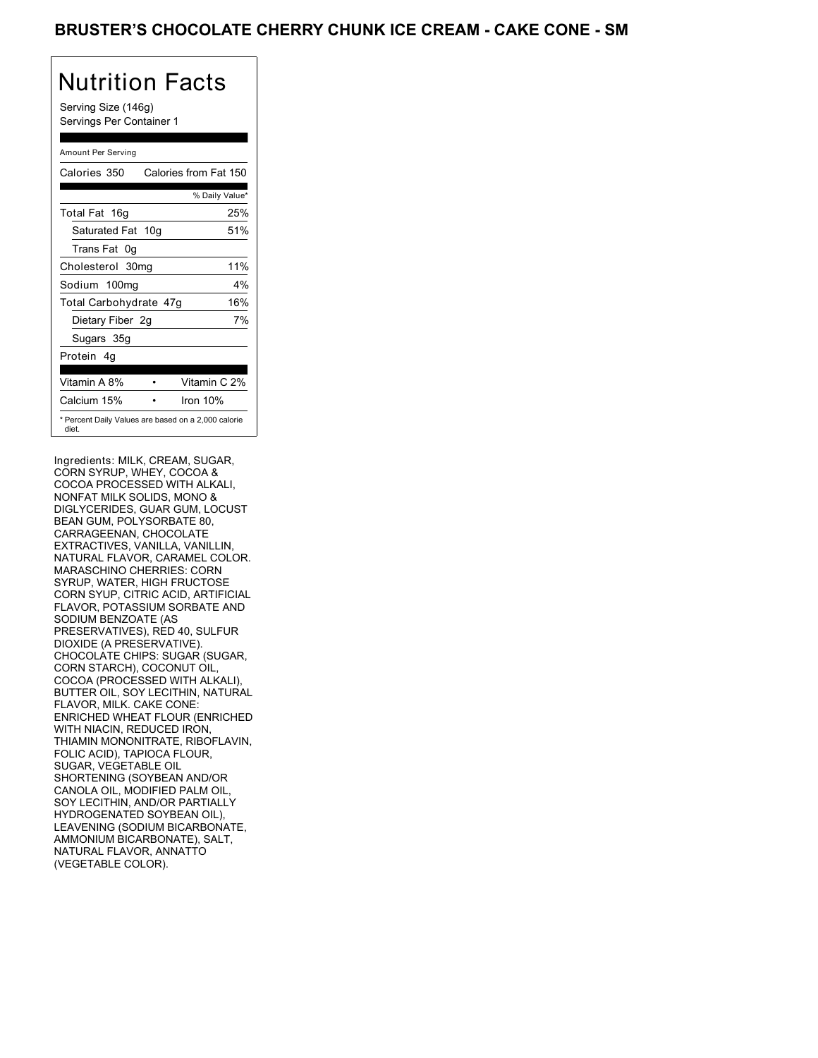# BRUSTER'S CHOCOLATE CHERRY CHUNK ICE CREAM - CAKE CONE - SM

## Nutrition Facts

Serving Size (146g)
Servings Per Container 1

Amount Per Serving

| Calories 350 | Calories from Fat 150 |
|---|---|
| | % Daily Value* |
| Total Fat 16g | 25% |
| Saturated Fat 10g | 51% |
| Trans Fat 0g | |
| Cholesterol 30mg | 11% |
| Sodium 100mg | 4% |
| Total Carbohydrate 47g | 16% |
| Dietary Fiber 2g | 7% |
| Sugars 35g | |
| Protein 4g | |

| Vitamin A 8% | • | Vitamin C 2% |
|---|---|---|
| Calcium 15% | • | Iron 10% |

* Percent Daily Values are based on a 2,000 calorie diet.

Ingredients: MILK, CREAM, SUGAR, CORN SYRUP, WHEY, COCOA & COCOA PROCESSED WITH ALKALI, NONFAT MILK SOLIDS, MONO & DIGLYCERIDES, GUAR GUM, LOCUST BEAN GUM, POLYSORBATE 80, CARRAGEENAN, CHOCOLATE EXTRACTIVES, VANILLA, VANILLIN, NATURAL FLAVOR, CARAMEL COLOR. MARASCHINO CHERRIES: CORN SYRUP, WATER, HIGH FRUCTOSE CORN SYUP, CITRIC ACID, ARTIFICIAL FLAVOR, POTASSIUM SORBATE AND SODIUM BENZOATE (AS PRESERVATIVES), RED 40, SULFUR DIOXIDE (A PRESERVATIVE). CHOCOLATE CHIPS: SUGAR (SUGAR, CORN STARCH), COCONUT OIL, COCOA (PROCESSED WITH ALKALI), BUTTER OIL, SOY LECITHIN, NATURAL FLAVOR, MILK. CAKE CONE: ENRICHED WHEAT FLOUR (ENRICHED WITH NIACIN, REDUCED IRON, THIAMIN MONONITRATE, RIBOFLAVIN, FOLIC ACID), TAPIOCA FLOUR, SUGAR, VEGETABLE OIL SHORTENING (SOYBEAN AND/OR CANOLA OIL, MODIFIED PALM OIL, SOY LECITHIN, AND/OR PARTIALLY HYDROGENATED SOYBEAN OIL), LEAVENING (SODIUM BICARBONATE, AMMONIUM BICARBONATE), SALT, NATURAL FLAVOR, ANNATTO (VEGETABLE COLOR).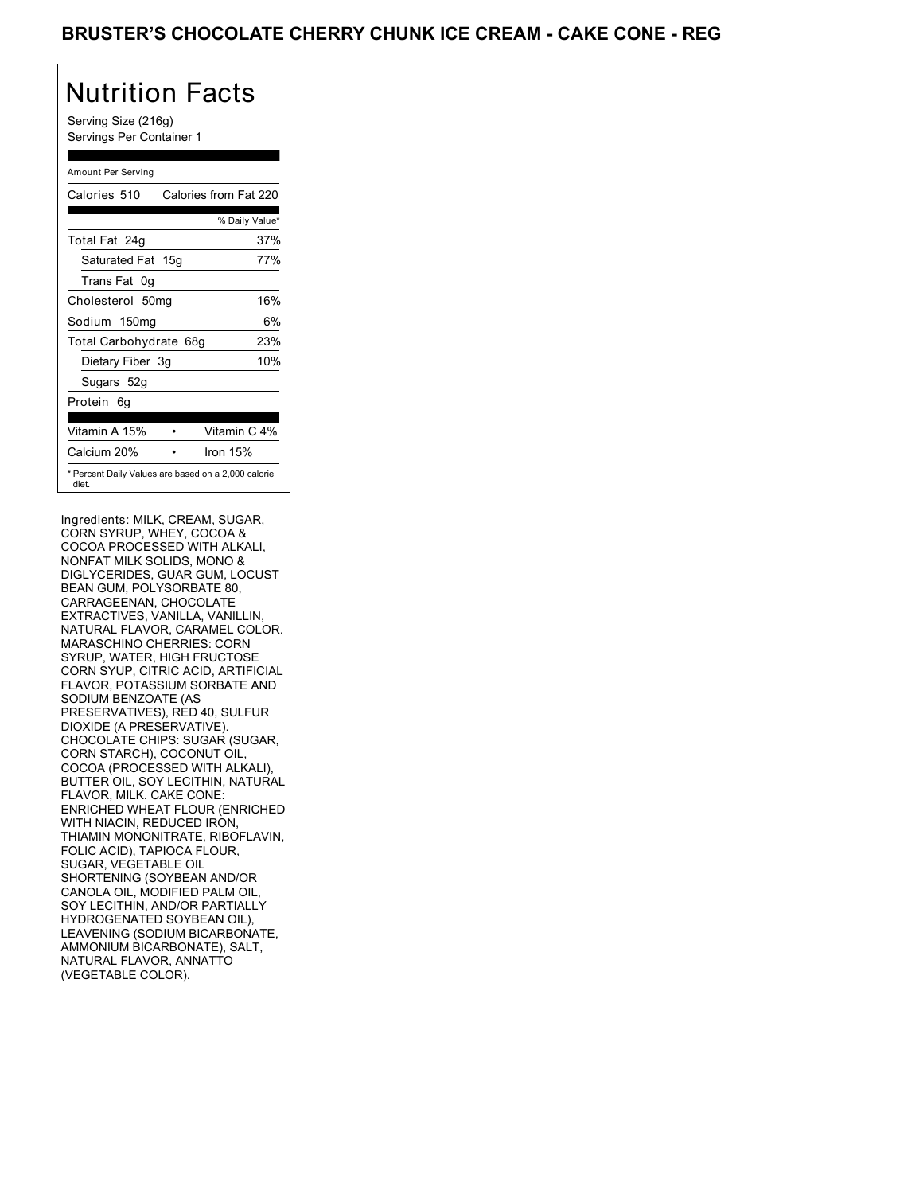# BRUSTER'S CHOCOLATE CHERRY CHUNK ICE CREAM - CAKE CONE - REG

## Nutrition Facts

Serving Size (216g)
Servings Per Container 1

Amount Per Serving

| Calories 510 | Calories from Fat 220 |
|---|---|
| | % Daily Value* |
| Total Fat 24g | 37% |
| Saturated Fat 15g | 77% |
| Trans Fat 0g | |
| Cholesterol 50mg | 16% |
| Sodium 150mg | 6% |
| Total Carbohydrate 68g | 23% |
| Dietary Fiber 3g | 10% |
| Sugars 52g | |
| Protein 6g | |

| Vitamin A 15% | Vitamin C 4% |
|---|---|
| Calcium 20% | Iron 15% |

* Percent Daily Values are based on a 2,000 calorie diet.

Ingredients: MILK, CREAM, SUGAR, CORN SYRUP, WHEY, COCOA & COCOA PROCESSED WITH ALKALI, NONFAT MILK SOLIDS, MONO & DIGLYCERIDES, GUAR GUM, LOCUST BEAN GUM, POLYSORBATE 80, CARRAGEENAN, CHOCOLATE EXTRACTIVES, VANILLA, VANILLIN, NATURAL FLAVOR, CARAMEL COLOR. MARASCHINO CHERRIES: CORN SYRUP, WATER, HIGH FRUCTOSE CORN SYUP, CITRIC ACID, ARTIFICIAL FLAVOR, POTASSIUM SORBATE AND SODIUM BENZOATE (AS PRESERVATIVES), RED 40, SULFUR DIOXIDE (A PRESERVATIVE). CHOCOLATE CHIPS: SUGAR (SUGAR, CORN STARCH), COCONUT OIL, COCOA (PROCESSED WITH ALKALI), BUTTER OIL, SOY LECITHIN, NATURAL FLAVOR, MILK. CAKE CONE: ENRICHED WHEAT FLOUR (ENRICHED WITH NIACIN, REDUCED IRON, THIAMIN MONONITRATE, RIBOFLAVIN, FOLIC ACID), TAPIOCA FLOUR, SUGAR, VEGETABLE OIL SHORTENING (SOYBEAN AND/OR CANOLA OIL, MODIFIED PALM OIL, SOY LECITHIN, AND/OR PARTIALLY HYDROGENATED SOYBEAN OIL), LEAVENING (SODIUM BICARBONATE, AMMONIUM BICARBONATE), SALT, NATURAL FLAVOR, ANNATTO (VEGETABLE COLOR).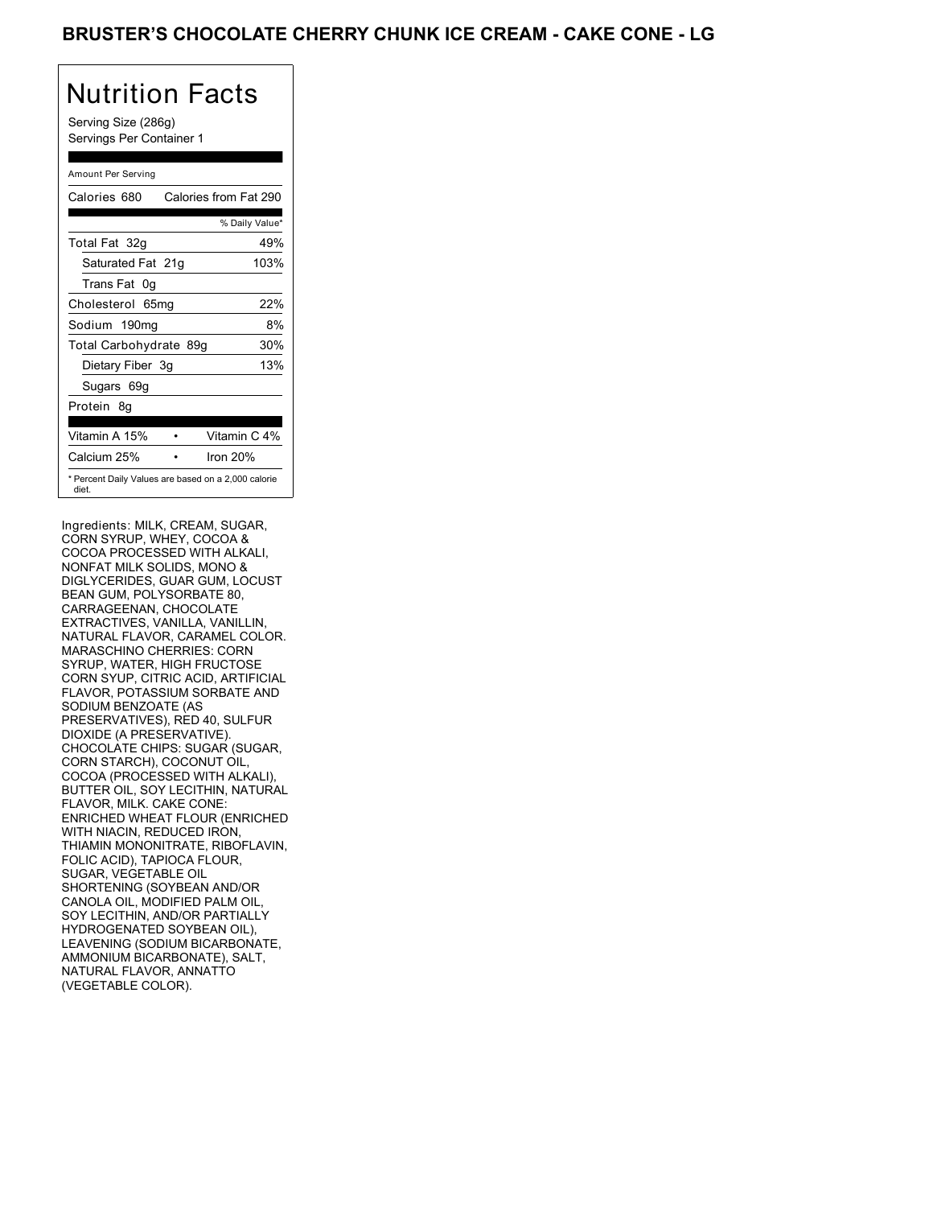# BRUSTER'S CHOCOLATE CHERRY CHUNK ICE CREAM - CAKE CONE - LG

## Nutrition Facts

Serving Size (286g)
Servings Per Container 1

| Amount Per Serving | |
|---|---|
| Calories 680 | Calories from Fat 290 |
| | % Daily Value* |
| Total Fat 32g | 49% |
| Saturated Fat 21g | 103% |
| Trans Fat 0g | |
| Cholesterol 65mg | 22% |
| Sodium 190mg | 8% |
| Total Carbohydrate 89g | 30% |
| Dietary Fiber 3g | 13% |
| Sugars 69g | |
| Protein 8g | |
| Vitamin A 15% | Vitamin C 4% |
| Calcium 25% | Iron 20% |

* Percent Daily Values are based on a 2,000 calorie diet.

Ingredients: MILK, CREAM, SUGAR, CORN SYRUP, WHEY, COCOA & COCOA PROCESSED WITH ALKALI, NONFAT MILK SOLIDS, MONO & DIGLYCERIDES, GUAR GUM, LOCUST BEAN GUM, POLYSORBATE 80, CARRAGEENAN, CHOCOLATE EXTRACTIVES, VANILLA, VANILLIN, NATURAL FLAVOR, CARAMEL COLOR. MARASCHINO CHERRIES: CORN SYRUP, WATER, HIGH FRUCTOSE CORN SYUP, CITRIC ACID, ARTIFICIAL FLAVOR, POTASSIUM SORBATE AND SODIUM BENZOATE (AS PRESERVATIVES), RED 40, SULFUR DIOXIDE (A PRESERVATIVE). CHOCOLATE CHIPS: SUGAR (SUGAR, CORN STARCH), COCONUT OIL, COCOA (PROCESSED WITH ALKALI), BUTTER OIL, SOY LECITHIN, NATURAL FLAVOR, MILK. CAKE CONE: ENRICHED WHEAT FLOUR (ENRICHED WITH NIACIN, REDUCED IRON, THIAMIN MONONITRATE, RIBOFLAVIN, FOLIC ACID), TAPIOCA FLOUR, SUGAR, VEGETABLE OIL SHORTENING (SOYBEAN AND/OR CANOLA OIL, MODIFIED PALM OIL, SOY LECITHIN, AND/OR PARTIALLY HYDROGENATED SOYBEAN OIL), LEAVENING (SODIUM BICARBONATE, AMMONIUM BICARBONATE), SALT, NATURAL FLAVOR, ANNATTO (VEGETABLE COLOR).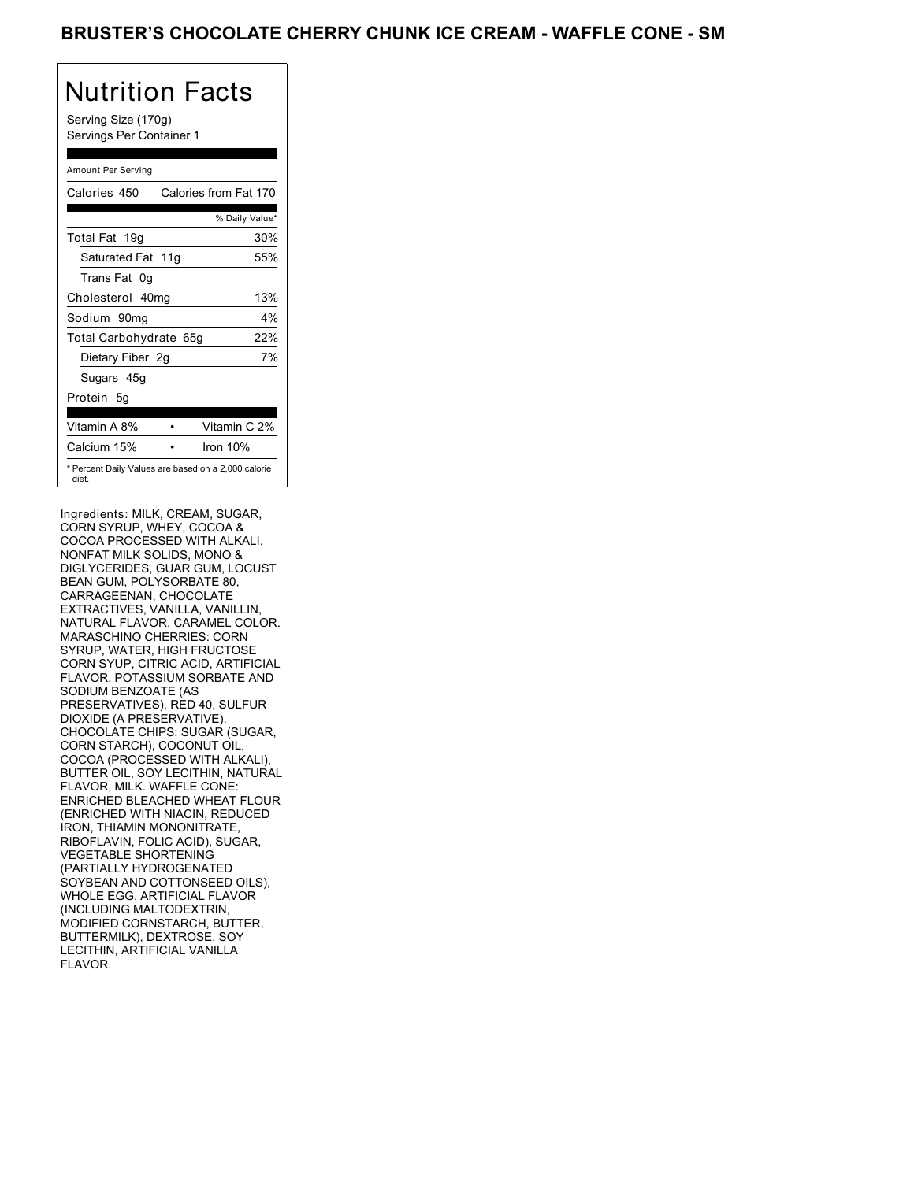# BRUSTER'S CHOCOLATE CHERRY CHUNK ICE CREAM - WAFFLE CONE - SM

## Nutrition Facts

Serving Size (170g)
Servings Per Container 1

Amount Per Serving

| Calories 450 | Calories from Fat 170 |
|---|---|
| | % Daily Value* |
| Total Fat 19g | 30% |
| Saturated Fat 11g | 55% |
| Trans Fat 0g | |
| Cholesterol 40mg | 13% |
| Sodium 90mg | 4% |
| Total Carbohydrate 65g | 22% |
| Dietary Fiber 2g | 7% |
| Sugars 45g | |
| Protein 5g | |

| Vitamin A 8% | • | Vitamin C 2% |
|---|---|---|
| Calcium 15% | • | Iron 10% |

* Percent Daily Values are based on a 2,000 calorie diet.

Ingredients: MILK, CREAM, SUGAR, CORN SYRUP, WHEY, COCOA & COCOA PROCESSED WITH ALKALI, NONFAT MILK SOLIDS, MONO & DIGLYCERIDES, GUAR GUM, LOCUST BEAN GUM, POLYSORBATE 80, CARRAGEENAN, CHOCOLATE EXTRACTIVES, VANILLA, VANILLIN, NATURAL FLAVOR, CARAMEL COLOR. MARASCHINO CHERRIES: CORN SYRUP, WATER, HIGH FRUCTOSE CORN SYUP, CITRIC ACID, ARTIFICIAL FLAVOR, POTASSIUM SORBATE AND SODIUM BENZOATE (AS PRESERVATIVES), RED 40, SULFUR DIOXIDE (A PRESERVATIVE). CHOCOLATE CHIPS: SUGAR (SUGAR, CORN STARCH), COCONUT OIL, COCOA (PROCESSED WITH ALKALI), BUTTER OIL, SOY LECITHIN, NATURAL FLAVOR, MILK. WAFFLE CONE: ENRICHED BLEACHED WHEAT FLOUR (ENRICHED WITH NIACIN, REDUCED IRON, THIAMIN MONONITRATE, RIBOFLAVIN, FOLIC ACID), SUGAR, VEGETABLE SHORTENING (PARTIALLY HYDROGENATED SOYBEAN AND COTTONSEED OILS), WHOLE EGG, ARTIFICIAL FLAVOR (INCLUDING MALTODEXTRIN, MODIFIED CORNSTARCH, BUTTER, BUTTERMILK), DEXTROSE, SOY LECITHIN, ARTIFICIAL VANILLA FLAVOR.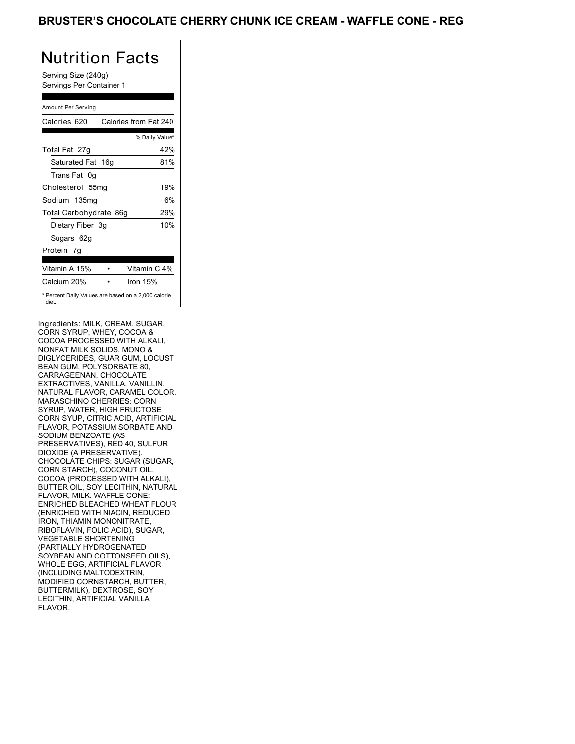# BRUSTER'S CHOCOLATE CHERRY CHUNK ICE CREAM - WAFFLE CONE - REG

## Nutrition Facts

Serving Size (240g)
Servings Per Container 1

Amount Per Serving

| Calories 620 | Calories from Fat 240 |
|---|---|
| | % Daily Value* |
| Total Fat 27g | 42% |
| Saturated Fat 16g | 81% |
| Trans Fat 0g | |
| Cholesterol 55mg | 19% |
| Sodium 135mg | 6% |
| Total Carbohydrate 86g | 29% |
| Dietary Fiber 3g | 10% |
| Sugars 62g | |
| Protein 7g | |

| Vitamin A 15% | Vitamin C 4% |
|---|---|
| Calcium 20% | Iron 15% |

* Percent Daily Values are based on a 2,000 calorie diet.

Ingredients: MILK, CREAM, SUGAR, CORN SYRUP, WHEY, COCOA & COCOA PROCESSED WITH ALKALI, NONFAT MILK SOLIDS, MONO & DIGLYCERIDES, GUAR GUM, LOCUST BEAN GUM, POLYSORBATE 80, CARRAGEENAN, CHOCOLATE EXTRACTIVES, VANILLA, VANILLIN, NATURAL FLAVOR, CARAMEL COLOR. MARASCHINO CHERRIES: CORN SYRUP, WATER, HIGH FRUCTOSE CORN SYUP, CITRIC ACID, ARTIFICIAL FLAVOR, POTASSIUM SORBATE AND SODIUM BENZOATE (AS PRESERVATIVES), RED 40, SULFUR DIOXIDE (A PRESERVATIVE). CHOCOLATE CHIPS: SUGAR (SUGAR, CORN STARCH), COCONUT OIL, COCOA (PROCESSED WITH ALKALI), BUTTER OIL, SOY LECITHIN, NATURAL FLAVOR, MILK. WAFFLE CONE: ENRICHED BLEACHED WHEAT FLOUR (ENRICHED WITH NIACIN, REDUCED IRON, THIAMIN MONONITRATE, RIBOFLAVIN, FOLIC ACID), SUGAR, VEGETABLE SHORTENING (PARTIALLY HYDROGENATED SOYBEAN AND COTTONSEED OILS), WHOLE EGG, ARTIFICIAL FLAVOR (INCLUDING MALTODEXTRIN, MODIFIED CORNSTARCH, BUTTER, BUTTERMILK), DEXTROSE, SOY LECITHIN, ARTIFICIAL VANILLA FLAVOR.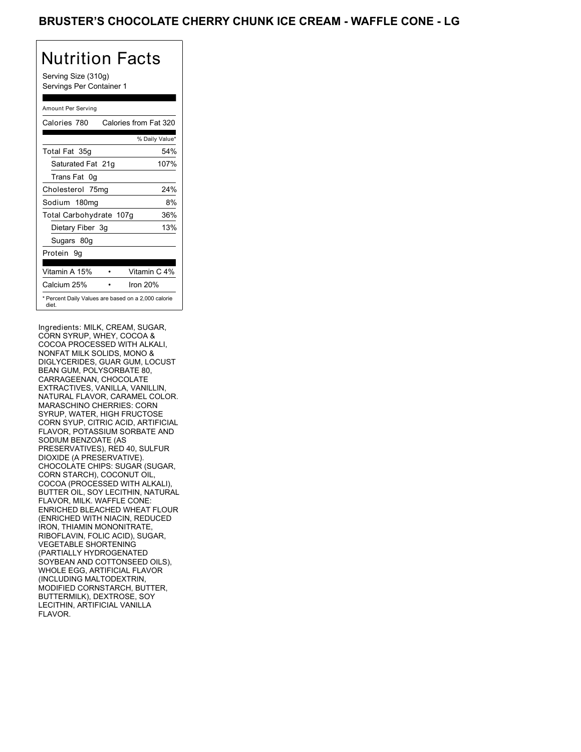# BRUSTER'S CHOCOLATE CHERRY CHUNK ICE CREAM - WAFFLE CONE - LG

## Nutrition Facts

Serving Size (310g)
Servings Per Container 1

Amount Per Serving

| | |
|---|---|
| Calories 780 | Calories from Fat 320 |
| | % Daily Value* |
| Total Fat 35g | 54% |
| Saturated Fat 21g | 107% |
| Trans Fat 0g | |
| Cholesterol 75mg | 24% |
| Sodium 180mg | 8% |
| Total Carbohydrate 107g | 36% |
| Dietary Fiber 3g | 13% |
| Sugars 80g | |
| Protein 9g | |
| Vitamin A 15% | Vitamin C 4% |
| Calcium 25% | Iron 20% |

* Percent Daily Values are based on a 2,000 calorie diet.

Ingredients: MILK, CREAM, SUGAR, CORN SYRUP, WHEY, COCOA & COCOA PROCESSED WITH ALKALI, NONFAT MILK SOLIDS, MONO & DIGLYCERIDES, GUAR GUM, LOCUST BEAN GUM, POLYSORBATE 80, CARRAGEENAN, CHOCOLATE EXTRACTIVES, VANILLA, VANILLIN, NATURAL FLAVOR, CARAMEL COLOR. MARASCHINO CHERRIES: CORN SYRUP, WATER, HIGH FRUCTOSE CORN SYUP, CITRIC ACID, ARTIFICIAL FLAVOR, POTASSIUM SORBATE AND SODIUM BENZOATE (AS PRESERVATIVES), RED 40, SULFUR DIOXIDE (A PRESERVATIVE). CHOCOLATE CHIPS: SUGAR (SUGAR, CORN STARCH), COCONUT OIL, COCOA (PROCESSED WITH ALKALI), BUTTER OIL, SOY LECITHIN, NATURAL FLAVOR, MILK. WAFFLE CONE: ENRICHED BLEACHED WHEAT FLOUR (ENRICHED WITH NIACIN, REDUCED IRON, THIAMIN MONONITRATE, RIBOFLAVIN, FOLIC ACID), SUGAR, VEGETABLE SHORTENING (PARTIALLY HYDROGENATED SOYBEAN AND COTTONSEED OILS), WHOLE EGG, ARTIFICIAL FLAVOR (INCLUDING MALTODEXTRIN, MODIFIED CORNSTARCH, BUTTER, BUTTERMILK), DEXTROSE, SOY LECITHIN, ARTIFICIAL VANILLA FLAVOR.